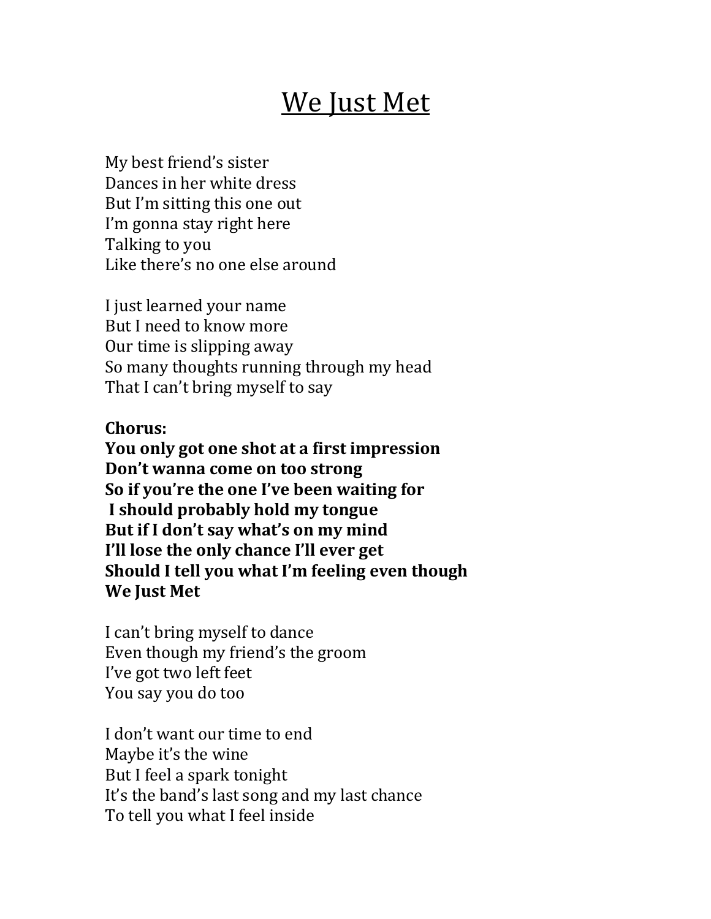# We Just Met

My best friend's sister
Dances in her white dress
But I'm sitting this one out
I'm gonna stay right here
Talking to you
Like there's no one else around

I just learned your name
But I need to know more
Our time is slipping away
So many thoughts running through my head
That I can't bring myself to say

**Chorus:**
**You only got one shot at a first impression**
**Don't wanna come on too strong**
**So if you're the one I've been waiting for**
**I should probably hold my tongue**
**But if I don't say what's on my mind**
**I'll lose the only chance I'll ever get**
**Should I tell you what I'm feeling even though**
**We Just Met**

I can't bring myself to dance
Even though my friend's the groom
I've got two left feet
You say you do too

I don't want our time to end
Maybe it's the wine
But I feel a spark tonight
It's the band's last song and my last chance
To tell you what I feel inside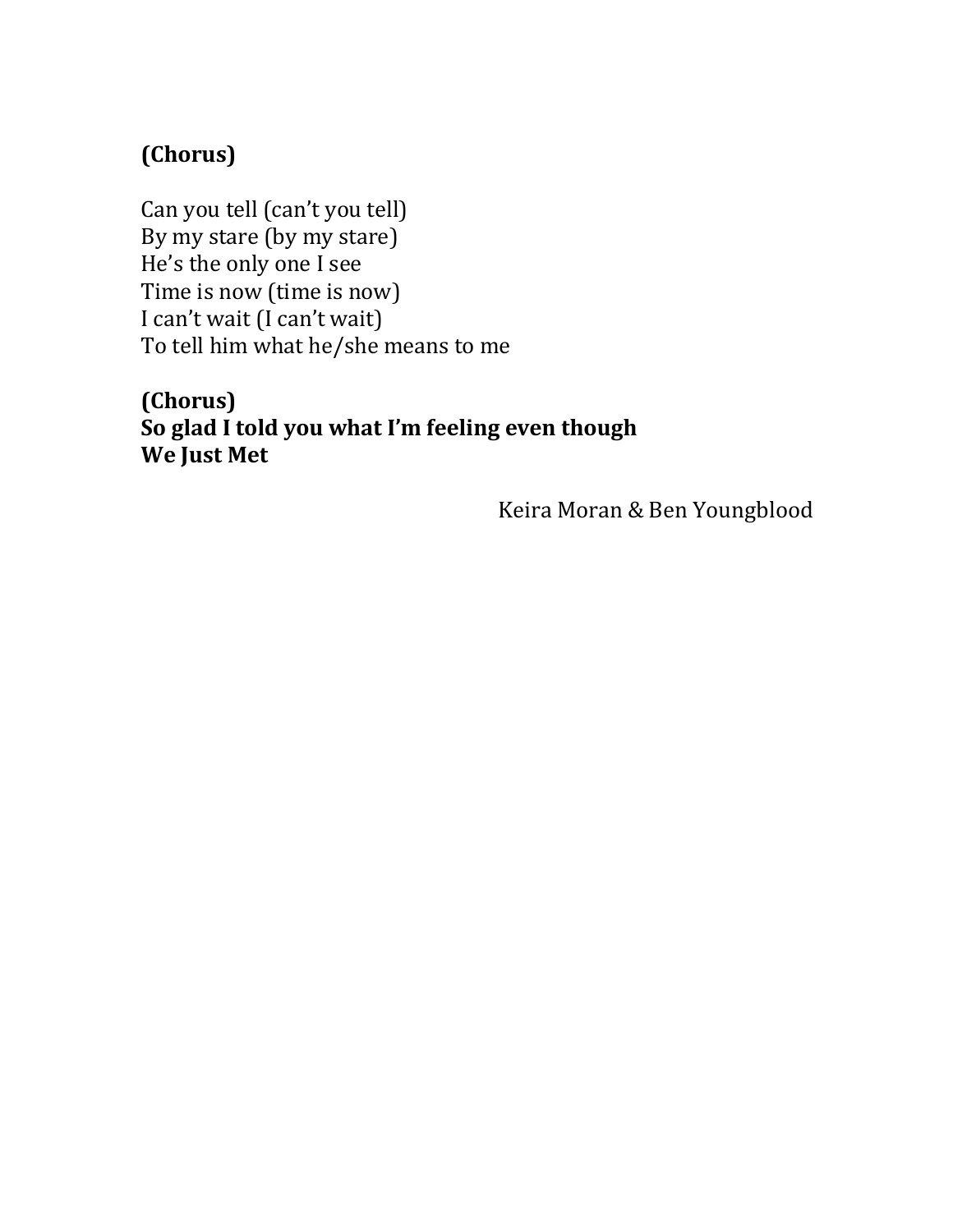**(Chorus)**

Can you tell (can’t you tell)
By my stare (by my stare)
He’s the only one I see
Time is now (time is now)
I can’t wait (I can’t wait)
To tell him what he/she means to me

**(Chorus)**
**So glad I told you what I’m feeling even though**
**We Just Met**

Keira Moran & Ben Youngblood